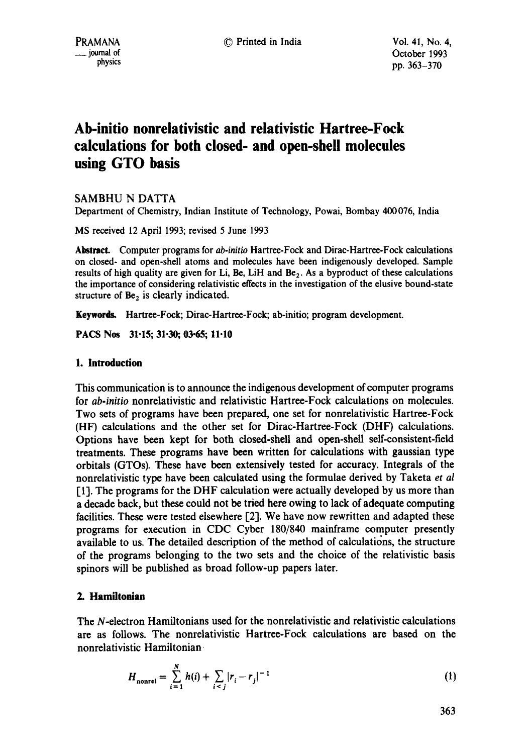# Ab-initio nonrelativistic and relativistic Hartree-Fock calculations for both closed- and open-shell molecules using GTO basis

SAMBHU N DATTA

Department of Chemistry, Indian Institute of Technology, Powai, Bombay 400076, India

MS received 12 April 1993; revised 5 June 1993

**Abstract.** Computer programs for *ab-initio* Hartree-Fock and Dirac-Hartree-Fock calculations on closed- and open-shell atoms and molecules have been indigenously developed. Sample results of high quality are given for Li, Be, LiH and $Be_2$. As a byproduct of these calculations the importance of considering relativistic effects in the investigation of the elusive bound-state structure of $Be_2$ is clearly indicated.

**Keywords.** Hartree-Fock; Dirac-Hartree-Fock; ab-initio; program development.

**PACS Nos** 31·15; 31·30; 03·65; 11·10

## 1. Introduction

This communication is to announce the indigenous development of computer programs for *ab-initio* nonrelativistic and relativistic Hartree-Fock calculations on molecules. Two sets of programs have been prepared, one set for nonrelativistic Hartree-Fock (HF) calculations and the other set for Dirac-Hartree-Fock (DHF) calculations. Options have been kept for both closed-shell and open-shell self-consistent-field treatments. These programs have been written for calculations with gaussian type orbitals (GTOs). These have been extensively tested for accuracy. Integrals of the nonrelativistic type have been calculated using the formulae derived by Taketa *et al* [1]. The programs for the DHF calculation were actually developed by us more than a decade back, but these could not be tried here owing to lack of adequate computing facilities. These were tested elsewhere [2]. We have now rewritten and adapted these programs for execution in CDC Cyber 180/840 mainframe computer presently available to us. The detailed description of the method of calculations, the structure of the programs belonging to the two sets and the choice of the relativistic basis spinors will be published as broad follow-up papers later.

## 2. Hamiltonian

The $N$-electron Hamiltonians used for the nonrelativistic and relativistic calculations are as follows. The nonrelativistic Hartree-Fock calculations are based on the nonrelativistic Hamiltonian

$$H_{\text{nonrel}} = \sum_{i=1}^{N} h(i) + \sum_{i<j} |r_i - r_j|^{-1} \tag{1}$$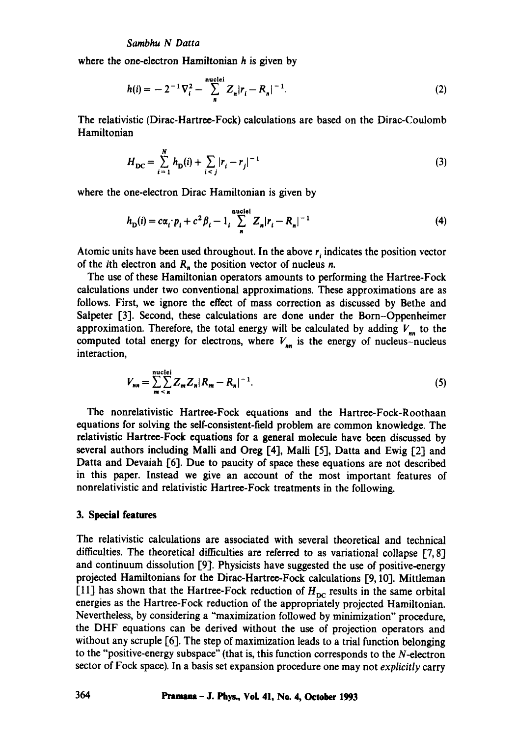where the one-electron Hamiltonian $h$ is given by

$$h(i) = -2^{-1}\nabla_i^2 - \sum_n^{\text{nuclei}} Z_n|r_i - R_n|^{-1}. \tag{2}$$

The relativistic (Dirac-Hartree-Fock) calculations are based on the Dirac-Coulomb Hamiltonian

$$H_{\text{DC}} = \sum_{i=1}^{N} h_{\text{D}}(i) + \sum_{i<j} |r_i - r_j|^{-1} \tag{3}$$

where the one-electron Dirac Hamiltonian is given by

$$h_{\text{D}}(i) = c\alpha_i \cdot p_i + c^2\beta_i - 1_i \sum_n^{\text{nuclei}} Z_n|r_i - R_n|^{-1} \tag{4}$$

Atomic units have been used throughout. In the above $r_i$ indicates the position vector of the $i$th electron and $R_n$ the position vector of nucleus $n$.

The use of these Hamiltonian operators amounts to performing the Hartree-Fock calculations under two conventional approximations. These approximations are as follows. First, we ignore the effect of mass correction as discussed by Bethe and Salpeter [3]. Second, these calculations are done under the Born–Oppenheimer approximation. Therefore, the total energy will be calculated by adding $V_{nn}$ to the computed total energy for electrons, where $V_{nn}$ is the energy of nucleus–nucleus interaction,

$$V_{nn} = \sum_{m<n}^{\text{nuclei}}\sum Z_m Z_n |R_m - R_n|^{-1}. \tag{5}$$

The nonrelativistic Hartree-Fock equations and the Hartree-Fock-Roothaan equations for solving the self-consistent-field problem are common knowledge. The relativistic Hartree-Fock equations for a general molecule have been discussed by several authors including Malli and Oreg [4], Malli [5], Datta and Ewig [2] and Datta and Devaiah [6]. Due to paucity of space these equations are not described in this paper. Instead we give an account of the most important features of nonrelativistic and relativistic Hartree-Fock treatments in the following.

## 3. Special features

The relativistic calculations are associated with several theoretical and technical difficulties. The theoretical difficulties are referred to as variational collapse [7, 8] and continuum dissolution [9]. Physicists have suggested the use of positive-energy projected Hamiltonians for the Dirac-Hartree-Fock calculations [9, 10]. Mittleman [11] has shown that the Hartree-Fock reduction of $H_{\text{DC}}$ results in the same orbital energies as the Hartree-Fock reduction of the appropriately projected Hamiltonian. Nevertheless, by considering a "maximization followed by minimization" procedure, the DHF equations can be derived without the use of projection operators and without any scruple [6]. The step of maximization leads to a trial function belonging to the "positive-energy subspace" (that is, this function corresponds to the $N$-electron sector of Fock space). In a basis set expansion procedure one may not *explicitly* carry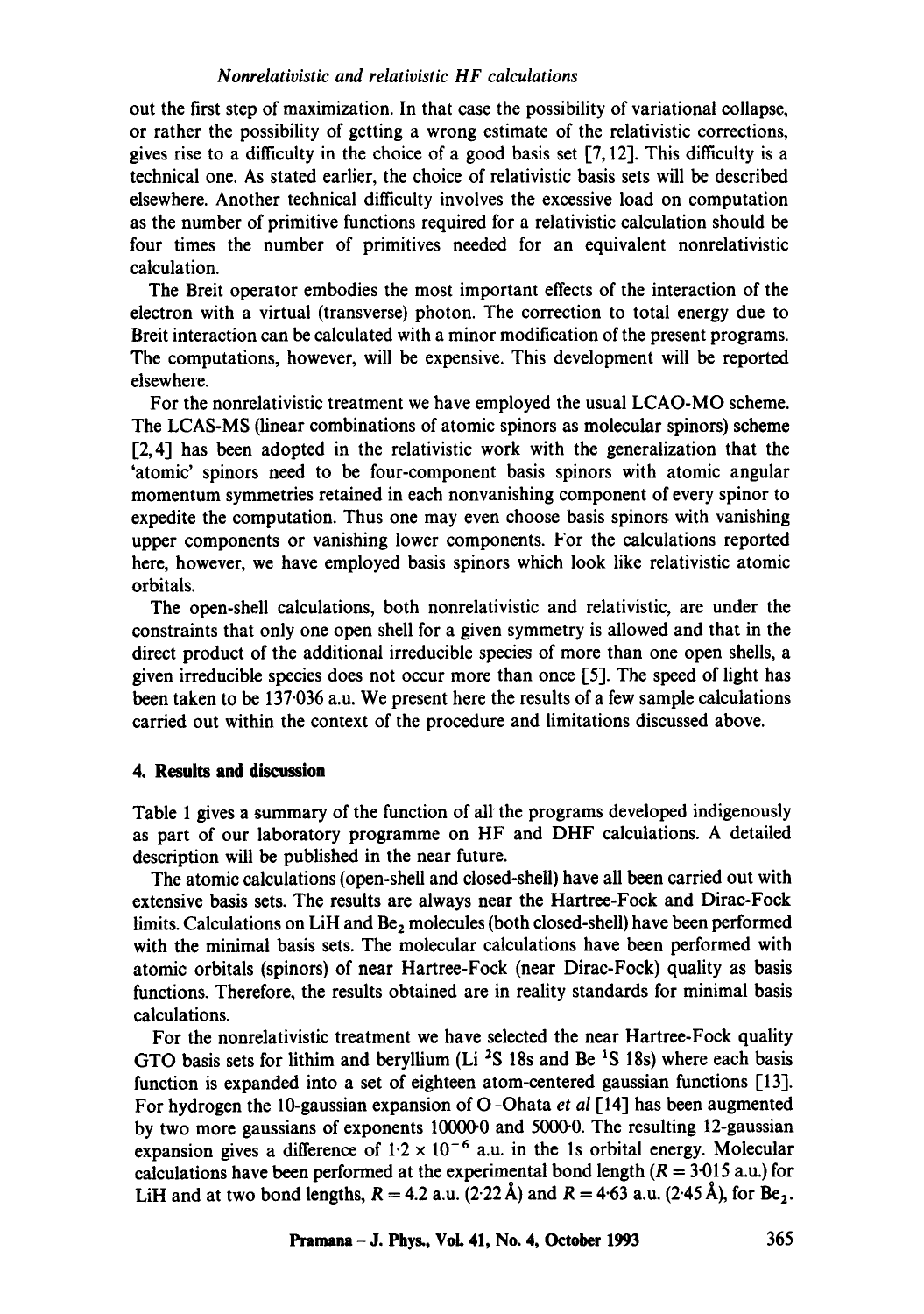out the first step of maximization. In that case the possibility of variational collapse, or rather the possibility of getting a wrong estimate of the relativistic corrections, gives rise to a difficulty in the choice of a good basis set [7, 12]. This difficulty is a technical one. As stated earlier, the choice of relativistic basis sets will be described elsewhere. Another technical difficulty involves the excessive load on computation as the number of primitive functions required for a relativistic calculation should be four times the number of primitives needed for an equivalent nonrelativistic calculation.

The Breit operator embodies the most important effects of the interaction of the electron with a virtual (transverse) photon. The correction to total energy due to Breit interaction can be calculated with a minor modification of the present programs. The computations, however, will be expensive. This development will be reported elsewhere.

For the nonrelativistic treatment we have employed the usual LCAO-MO scheme. The LCAS-MS (linear combinations of atomic spinors as molecular spinors) scheme [2, 4] has been adopted in the relativistic work with the generalization that the 'atomic' spinors need to be four-component basis spinors with atomic angular momentum symmetries retained in each nonvanishing component of every spinor to expedite the computation. Thus one may even choose basis spinors with vanishing upper components or vanishing lower components. For the calculations reported here, however, we have employed basis spinors which look like relativistic atomic orbitals.

The open-shell calculations, both nonrelativistic and relativistic, are under the constraints that only one open shell for a given symmetry is allowed and that in the direct product of the additional irreducible species of more than one open shells, a given irreducible species does not occur more than once [5]. The speed of light has been taken to be 137·036 a.u. We present here the results of a few sample calculations carried out within the context of the procedure and limitations discussed above.

## 4. Results and discussion

Table 1 gives a summary of the function of all the programs developed indigenously as part of our laboratory programme on HF and DHF calculations. A detailed description will be published in the near future.

The atomic calculations (open-shell and closed-shell) have all been carried out with extensive basis sets. The results are always near the Hartree-Fock and Dirac-Fock limits. Calculations on LiH and $Be_2$ molecules (both closed-shell) have been performed with the minimal basis sets. The molecular calculations have been performed with atomic orbitals (spinors) of near Hartree-Fock (near Dirac-Fock) quality as basis functions. Therefore, the results obtained are in reality standards for minimal basis calculations.

For the nonrelativistic treatment we have selected the near Hartree-Fock quality GTO basis sets for lithim and beryllium (Li $^2S$ 18s and Be $^1S$ 18s) where each basis function is expanded into a set of eighteen atom-centered gaussian functions [13]. For hydrogen the 10-gaussian expansion of O–Ohata *et al* [14] has been augmented by two more gaussians of exponents 10000·0 and 5000·0. The resulting 12-gaussian expansion gives a difference of $1{\cdot}2 \times 10^{-6}$ a.u. in the 1s orbital energy. Molecular calculations have been performed at the experimental bond length ($R = 3{\cdot}015$ a.u.) for LiH and at two bond lengths, $R = 4.2$ a.u. (2·22 Å) and $R = 4{\cdot}63$ a.u. (2·45 Å), for $Be_2$.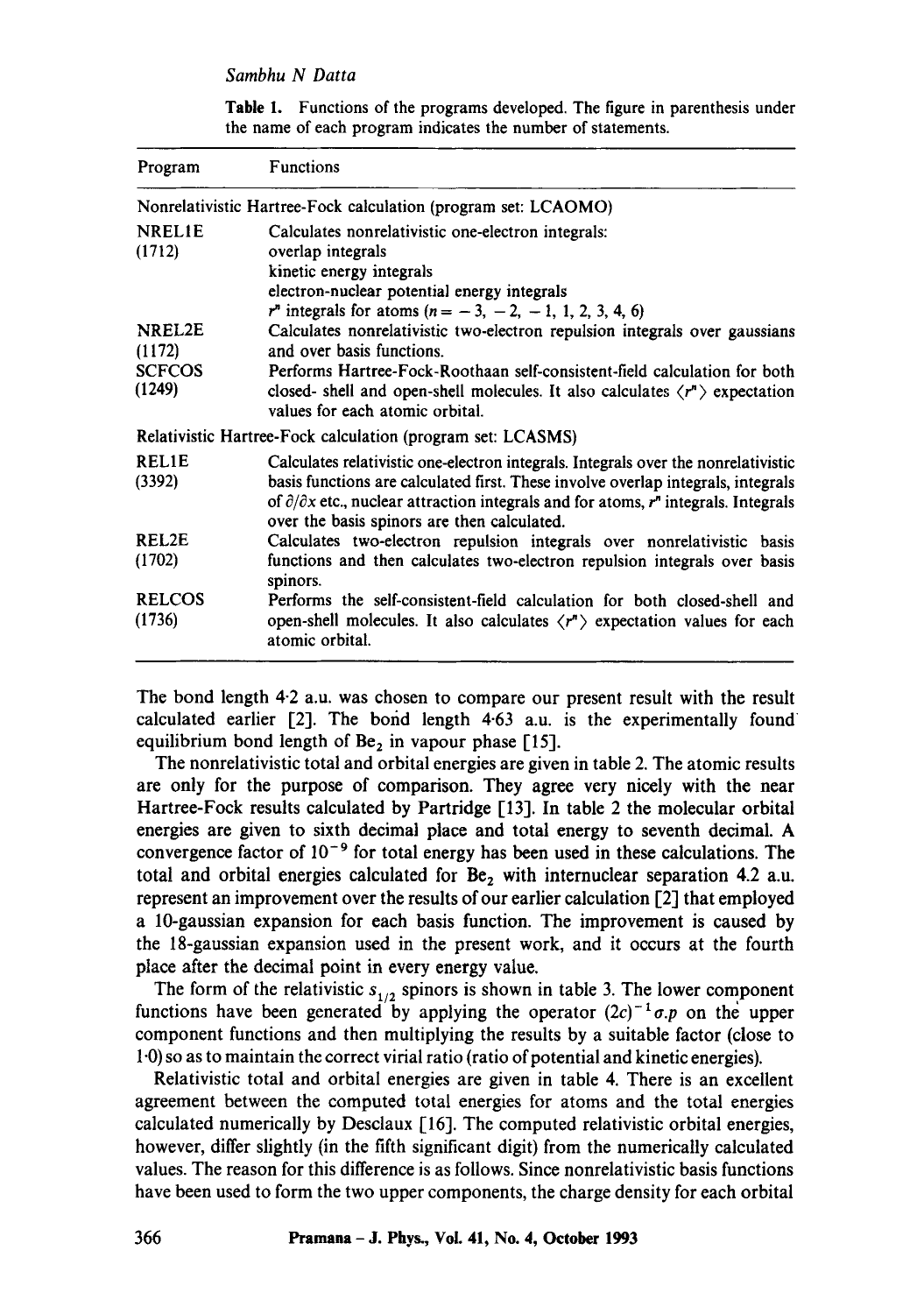**Table 1.** Functions of the programs developed. The figure in parenthesis under the name of each program indicates the number of statements.

| Program | Functions |
|---|---|
| Nonrelativistic Hartree-Fock calculation (program set: LCAOMO) | |
| NREL1E (1712) | Calculates nonrelativistic one-electron integrals: overlap integrals; kinetic energy integrals; electron-nuclear potential energy integrals; $r^n$ integrals for atoms ($n = -3, -2, -1, 1, 2, 3, 4, 6$) |
| NREL2E (1172) | Calculates nonrelativistic two-electron repulsion integrals over gaussians and over basis functions. |
| SCFCOS (1249) | Performs Hartree-Fock-Roothaan self-consistent-field calculation for both closed- shell and open-shell molecules. It also calculates $\langle r^n \rangle$ expectation values for each atomic orbital. |
| Relativistic Hartree-Fock calculation (program set: LCASMS) | |
| REL1E (3392) | Calculates relativistic one-electron integrals. Integrals over the nonrelativistic basis functions are calculated first. These involve overlap integrals, integrals of $\partial/\partial x$ etc., nuclear attraction integrals and for atoms, $r^n$ integrals. Integrals over the basis spinors are then calculated. |
| REL2E (1702) | Calculates two-electron repulsion integrals over nonrelativistic basis functions and then calculates two-electron repulsion integrals over basis spinors. |
| RELCOS (1736) | Performs the self-consistent-field calculation for both closed-shell and open-shell molecules. It also calculates $\langle r^n \rangle$ expectation values for each atomic orbital. |

The bond length 4·2 a.u. was chosen to compare our present result with the result calculated earlier [2]. The bond length 4·63 a.u. is the experimentally found equilibrium bond length of $Be_2$ in vapour phase [15].

The nonrelativistic total and orbital energies are given in table 2. The atomic results are only for the purpose of comparison. They agree very nicely with the near Hartree-Fock results calculated by Partridge [13]. In table 2 the molecular orbital energies are given to sixth decimal place and total energy to seventh decimal. A convergence factor of $10^{-9}$ for total energy has been used in these calculations. The total and orbital energies calculated for $Be_2$ with internuclear separation 4.2 a.u. represent an improvement over the results of our earlier calculation [2] that employed a 10-gaussian expansion for each basis function. The improvement is caused by the 18-gaussian expansion used in the present work, and it occurs at the fourth place after the decimal point in every energy value.

The form of the relativistic $s_{1/2}$ spinors is shown in table 3. The lower component functions have been generated by applying the operator $(2c)^{-1}\sigma.p$ on the upper component functions and then multiplying the results by a suitable factor (close to 1·0) so as to maintain the correct virial ratio (ratio of potential and kinetic energies).

Relativistic total and orbital energies are given in table 4. There is an excellent agreement between the computed total energies for atoms and the total energies calculated numerically by Desclaux [16]. The computed relativistic orbital energies, however, differ slightly (in the fifth significant digit) from the numerically calculated values. The reason for this difference is as follows. Since nonrelativistic basis functions have been used to form the two upper components, the charge density for each orbital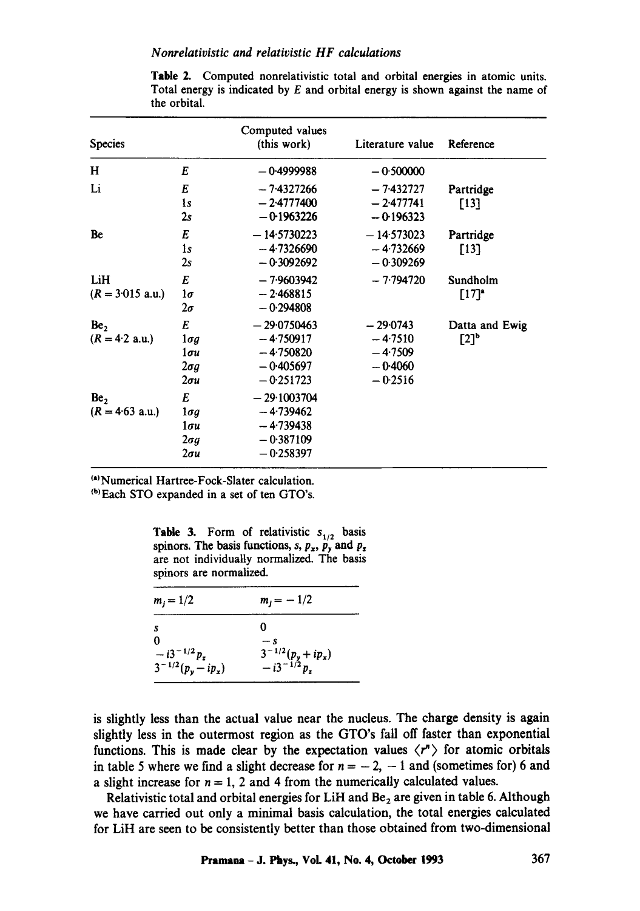**Table 2.** Computed nonrelativistic total and orbital energies in atomic units. Total energy is indicated by $E$ and orbital energy is shown against the name of the orbital.

| Species | | Computed values (this work) | Literature value | Reference |
|---|---|---|---|---|
| H | $E$ | −0·4999988 | −0·500000 | |
| Li | $E$ | −7·4327266 | −7·432727 | Partridge |
| | $1s$ | −2·4777400 | −2·477741 | [13] |
| | $2s$ | −0·1963226 | −0·196323 | |
| Be | $E$ | −14·5730223 | −14·573023 | Partridge |
| | $1s$ | −4·7326690 | −4·732669 | [13] |
| | $2s$ | −0·3092692 | −0·309269 | |
| LiH | $E$ | −7·9603942 | −7·794720 | Sundholm |
| ($R = 3{\cdot}015$ a.u.) | $1\sigma$ | −2·468815 | | [17][a] |
| | $2\sigma$ | −0·294808 | | |
| $Be_2$ | $E$ | −29·0750463 | −29·0743 | Datta and Ewig |
| ($R = 4{\cdot}2$ a.u.) | $1\sigma g$ | −4·750917 | −4·7510 | [2][b] |
| | $1\sigma u$ | −4·750820 | −4·7509 | |
| | $2\sigma g$ | −0·405697 | −0·4060 | |
| | $2\sigma u$ | −0·251723 | −0·2516 | |
| $Be_2$ | $E$ | −29·1003704 | | |
| ($R = 4{\cdot}63$ a.u.) | $1\sigma g$ | −4·739462 | | |
| | $1\sigma u$ | −4·739438 | | |
| | $2\sigma g$ | −0·387109 | | |
| | $2\sigma u$ | −0·258397 | | |

[a] Numerical Hartree-Fock-Slater calculation.
[b] Each STO expanded in a set of ten GTO's.

**Table 3.** Form of relativistic $s_{1/2}$ basis spinors. The basis functions, $s$, $p_x$, $p_y$ and $p_z$ are not individually normalized. The basis spinors are normalized.

| $m_j = 1/2$ | $m_j = -1/2$ |
|---|---|
| $s$ | $0$ |
| $0$ | $-s$ |
| $-i3^{-1/2}p_z$ | $3^{-1/2}(p_y + ip_x)$ |
| $3^{-1/2}(p_y - ip_x)$ | $-i3^{-1/2}p_z$ |

is slightly less than the actual value near the nucleus. The charge density is again slightly less in the outermost region as the GTO's fall off faster than exponential functions. This is made clear by the expectation values $\langle r^n \rangle$ for atomic orbitals in table 5 where we find a slight decrease for $n = -2, -1$ and (sometimes for) 6 and a slight increase for $n = 1, 2$ and 4 from the numerically calculated values.

Relativistic total and orbital energies for LiH and $Be_2$ are given in table 6. Although we have carried out only a minimal basis calculation, the total energies calculated for LiH are seen to be consistently better than those obtained from two-dimensional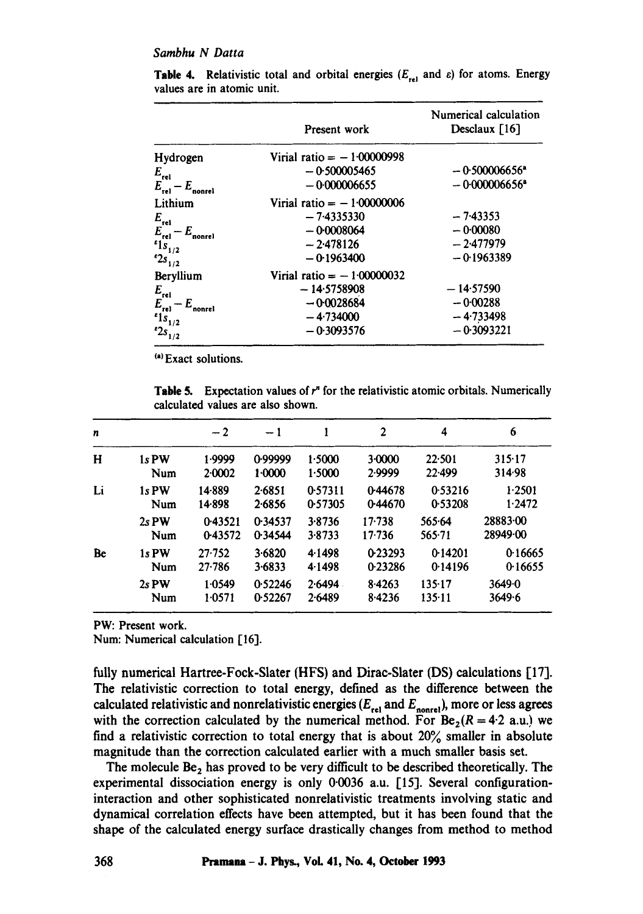**Table 4.** Relativistic total and orbital energies ($E_{rel}$ and $\varepsilon$) for atoms. Energy values are in atomic unit.

| | Present work | Numerical calculation Desclaux [16] |
|---|---|---|
| Hydrogen | Virial ratio = − 1·00000998 | |
| $E_{rel}$ | − 0·500005465 | − 0·500006656[a] |
| $E_{rel} - E_{nonrel}$ | − 0·000006655 | − 0·000006656[a] |
| Lithium | Virial ratio = − 1·00000006 | |
| $E_{rel}$ | − 7·4335330 | − 7·43353 |
| $E_{rel} - E_{nonrel}$ | − 0·0008064 | − 0·00080 |
| $\varepsilon 1s_{1/2}$ | − 2·478126 | − 2·477979 |
| $\varepsilon 2s_{1/2}$ | − 0·1963400 | − 0·1963389 |
| Beryllium | Virial ratio = − 1·00000032 | |
| $E_{rel}$ | − 14·5758908 | − 14·57590 |
| $E_{rel} - E_{nonrel}$ | − 0·0028684 | − 0·00288 |
| $\varepsilon 1s_{1/2}$ | − 4·734000 | − 4·733498 |
| $\varepsilon 2s_{1/2}$ | − 0·3093576 | − 0·3093221 |

[a] Exact solutions.

**Table 5.** Expectation values of $r^n$ for the relativistic atomic orbitals. Numerically calculated values are also shown.

| $n$ | | −2 | −1 | 1 | 2 | 4 | 6 |
|---|---|---|---|---|---|---|---|
| H | 1s PW | 1·9999 | 0·99999 | 1·5000 | 3·0000 | 22·501 | 315·17 |
| | Num | 2·0002 | 1·0000 | 1·5000 | 2·9999 | 22·499 | 314·98 |
| Li | 1s PW | 14·889 | 2·6851 | 0·57311 | 0·44678 | 0·53216 | 1·2501 |
| | Num | 14·898 | 2·6856 | 0·57305 | 0·44670 | 0·53208 | 1·2472 |
| | 2s PW | 0·43521 | 0·34537 | 3·8736 | 17·738 | 565·64 | 28883·00 |
| | Num | 0·43572 | 0·34544 | 3·8733 | 17·736 | 565·71 | 28949·00 |
| Be | 1s PW | 27·752 | 3·6820 | 4·1498 | 0·23293 | 0·14201 | 0·16665 |
| | Num | 27·786 | 3·6833 | 4·1498 | 0·23286 | 0·14196 | 0·16655 |
| | 2s PW | 1·0549 | 0·52246 | 2·6494 | 8·4263 | 135·17 | 3649·0 |
| | Num | 1·0571 | 0·52267 | 2·6489 | 8·4236 | 135·11 | 3649·6 |

PW: Present work.
Num: Numerical calculation [16].

fully numerical Hartree-Fock-Slater (HFS) and Dirac-Slater (DS) calculations [17]. The relativistic correction to total energy, defined as the difference between the calculated relativistic and nonrelativistic energies ($E_{rel}$ and $E_{nonrel}$), more or less agrees with the correction calculated by the numerical method. For $Be_2$ ($R = 4{\cdot}2$ a.u.) we find a relativistic correction to total energy that is about 20% smaller in absolute magnitude than the correction calculated earlier with a much smaller basis set.

The molecule $Be_2$ has proved to be very difficult to be described theoretically. The experimental dissociation energy is only 0·0036 a.u. [15]. Several configuration-interaction and other sophisticated nonrelativistic treatments involving static and dynamical correlation effects have been attempted, but it has been found that the shape of the calculated energy surface drastically changes from method to method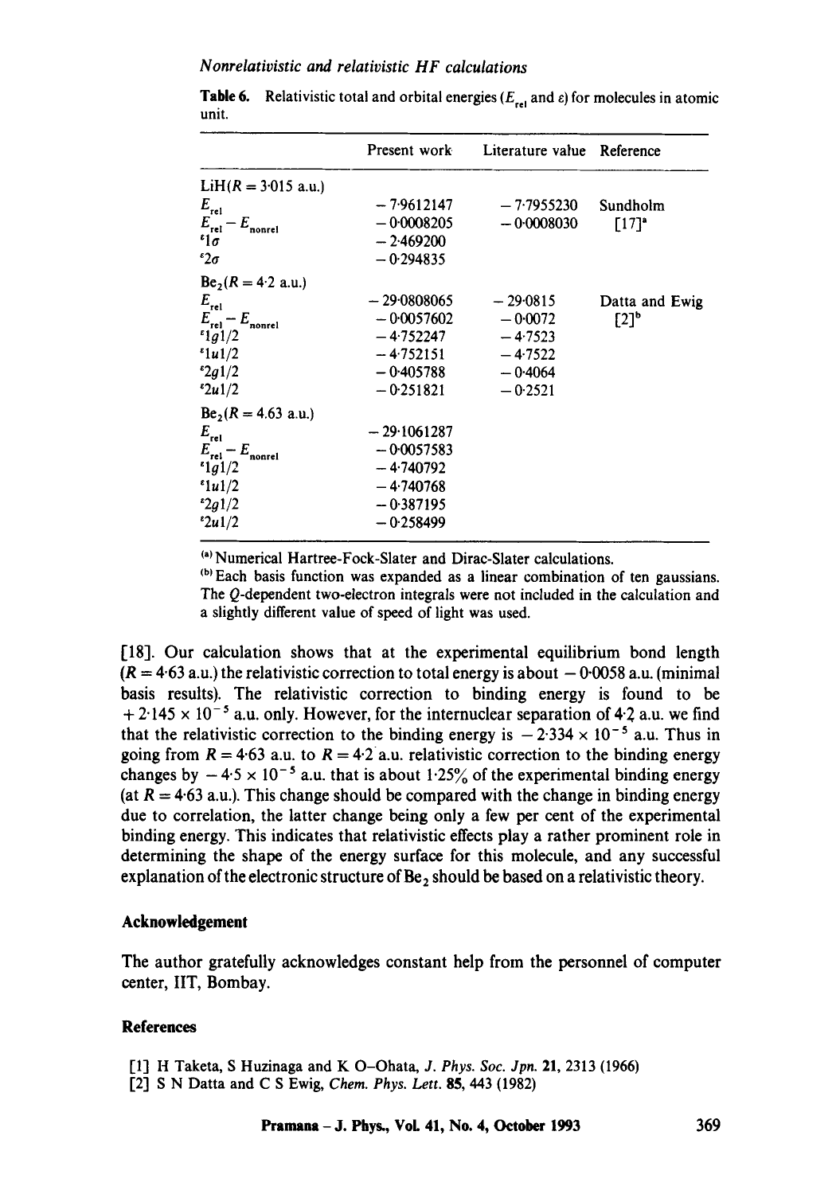**Table 6.** Relativistic total and orbital energies ($E_{rel}$ and $\varepsilon$) for molecules in atomic unit.

| | Present work | Literature value | Reference |
|---|---|---|---|
| LiH($R = 3{\cdot}015$ a.u.) | | | |
| $E_{rel}$ | −7·9612147 | −7·7955230 | Sundholm |
| $E_{rel} - E_{nonrel}$ | −0·0008205 | −0·0008030 | [17][a] |
| $\varepsilon 1\sigma$ | −2·469200 | | |
| $\varepsilon 2\sigma$ | −0·294835 | | |
| $Be_2$($R = 4{\cdot}2$ a.u.) | | | |
| $E_{rel}$ | −29·0808065 | −29·0815 | Datta and Ewig |
| $E_{rel} - E_{nonrel}$ | −0·0057602 | −0·0072 | [2][b] |
| $\varepsilon 1g1/2$ | −4·752247 | −4·7523 | |
| $\varepsilon 1u1/2$ | −4·752151 | −4·7522 | |
| $\varepsilon 2g1/2$ | −0·405788 | −0·4064 | |
| $\varepsilon 2u1/2$ | −0·251821 | −0·2521 | |
| $Be_2$($R = 4.63$ a.u.) | | | |
| $E_{rel}$ | −29·1061287 | | |
| $E_{rel} - E_{nonrel}$ | −0·0057583 | | |
| $\varepsilon 1g1/2$ | −4·740792 | | |
| $\varepsilon 1u1/2$ | −4·740768 | | |
| $\varepsilon 2g1/2$ | −0·387195 | | |
| $\varepsilon 2u1/2$ | −0·258499 | | |

[a] Numerical Hartree-Fock-Slater and Dirac-Slater calculations.
[b] Each basis function was expanded as a linear combination of ten gaussians. The $Q$-dependent two-electron integrals were not included in the calculation and a slightly different value of speed of light was used.

[18]. Our calculation shows that at the experimental equilibrium bond length ($R = 4{\cdot}63$ a.u.) the relativistic correction to total energy is about $-0{\cdot}0058$ a.u. (minimal basis results). The relativistic correction to binding energy is found to be $+2{\cdot}145 \times 10^{-5}$ a.u. only. However, for the internuclear separation of 4·2 a.u. we find that the relativistic correction to the binding energy is $-2{\cdot}334 \times 10^{-5}$ a.u. Thus in going from $R = 4{\cdot}63$ a.u. to $R = 4{\cdot}2$ a.u. relativistic correction to the binding energy changes by $-4{\cdot}5 \times 10^{-5}$ a.u. that is about 1·25% of the experimental binding energy (at $R = 4{\cdot}63$ a.u.). This change should be compared with the change in binding energy due to correlation, the latter change being only a few per cent of the experimental binding energy. This indicates that relativistic effects play a rather prominent role in determining the shape of the energy surface for this molecule, and any successful explanation of the electronic structure of $Be_2$ should be based on a relativistic theory.

## Acknowledgement

The author gratefully acknowledges constant help from the personnel of computer center, IIT, Bombay.

## References

[1] H Taketa, S Huzinaga and K O–Ohata, *J. Phys. Soc. Jpn.* **21**, 2313 (1966)
[2] S N Datta and C S Ewig, *Chem. Phys. Lett.* **85**, 443 (1982)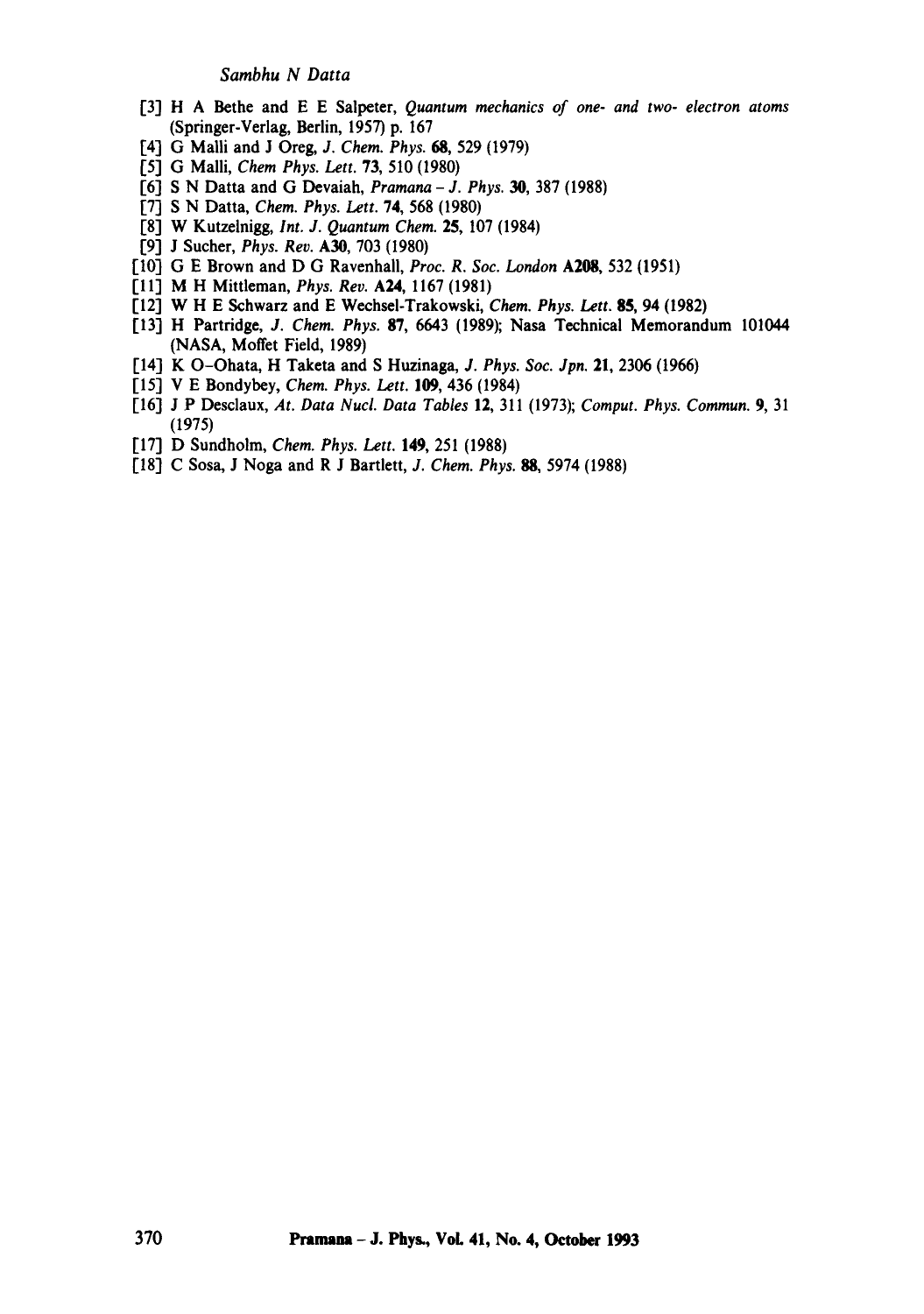[3] H A Bethe and E E Salpeter, *Quantum mechanics of one- and two- electron atoms* (Springer-Verlag, Berlin, 1957) p. 167

[4] G Malli and J Oreg, *J. Chem. Phys.* **68**, 529 (1979)

[5] G Malli, *Chem Phys. Lett.* **73**, 510 (1980)

[6] S N Datta and G Devaiah, *Pramana – J. Phys.* **30**, 387 (1988)

[7] S N Datta, *Chem. Phys. Lett.* **74**, 568 (1980)

[8] W Kutzelnigg, *Int. J. Quantum Chem.* **25**, 107 (1984)

[9] J Sucher, *Phys. Rev.* **A30**, 703 (1980)

[10] G E Brown and D G Ravenhall, *Proc. R. Soc. London* **A208**, 532 (1951)

[11] M H Mittleman, *Phys. Rev.* **A24**, 1167 (1981)

[12] W H E Schwarz and E Wechsel-Trakowski, *Chem. Phys. Lett.* **85**, 94 (1982)

[13] H Partridge, *J. Chem. Phys.* **87**, 6643 (1989); Nasa Technical Memorandum 101044 (NASA, Moffet Field, 1989)

[14] K O–Ohata, H Taketa and S Huzinaga, *J. Phys. Soc. Jpn.* **21**, 2306 (1966)

[15] V E Bondybey, *Chem. Phys. Lett.* **109**, 436 (1984)

[16] J P Desclaux, *At. Data Nucl. Data Tables* **12**, 311 (1973); *Comput. Phys. Commun.* **9**, 31 (1975)

[17] D Sundholm, *Chem. Phys. Lett.* **149**, 251 (1988)

[18] C Sosa, J Noga and R J Bartlett, *J. Chem. Phys.* **88**, 5974 (1988)